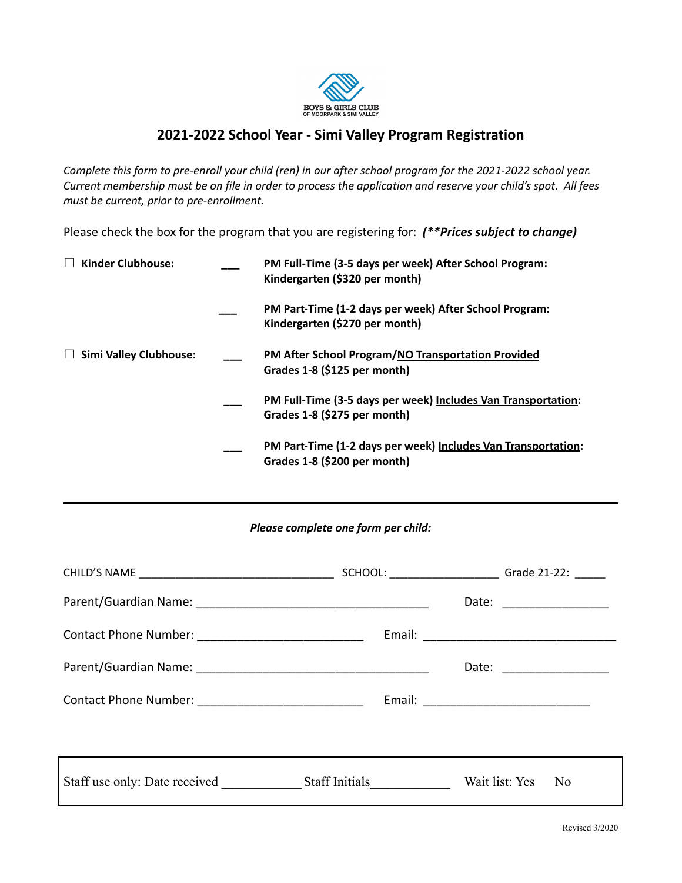BOYS & GIRLS CLUB
OF MOORPARK & SIMI VALLEY

# 2021-2022 School Year - Simi Valley Program Registration

*Complete this form to pre-enroll your child (ren) in our after school program for the 2021-2022 school year. Current membership must be on file in order to process the application and reserve your child's spot. All fees must be current, prior to pre-enrollment.*

Please check the box for the program that you are registering for: ***(**Prices subject to change)***

☐ **Kinder Clubhouse:**

___ **PM Full-Time (3-5 days per week) After School Program: Kindergarten ($320 per month)**

___ **PM Part-Time (1-2 days per week) After School Program: Kindergarten ($270 per month)**

☐ **Simi Valley Clubhouse:**

___ **PM After School Program/NO Transportation Provided Grades 1-8 ($125 per month)**

___ **PM Full-Time (3-5 days per week) Includes Van Transportation: Grades 1-8 ($275 per month)**

___ **PM Part-Time (1-2 days per week) Includes Van Transportation: Grades 1-8 ($200 per month)**

---

***Please complete one form per child:***

CHILD'S NAME ________________________________ SCHOOL: __________________ Grade 21-22: _____

Parent/Guardian Name: ____________________________________ Date: ________________

Contact Phone Number: _________________________ Email: ______________________________

Parent/Guardian Name: ____________________________________ Date: ________________

Contact Phone Number: _________________________ Email: _________________________

Staff use only: Date received ___________ Staff Initials___________ Wait list: Yes No

Revised 3/2020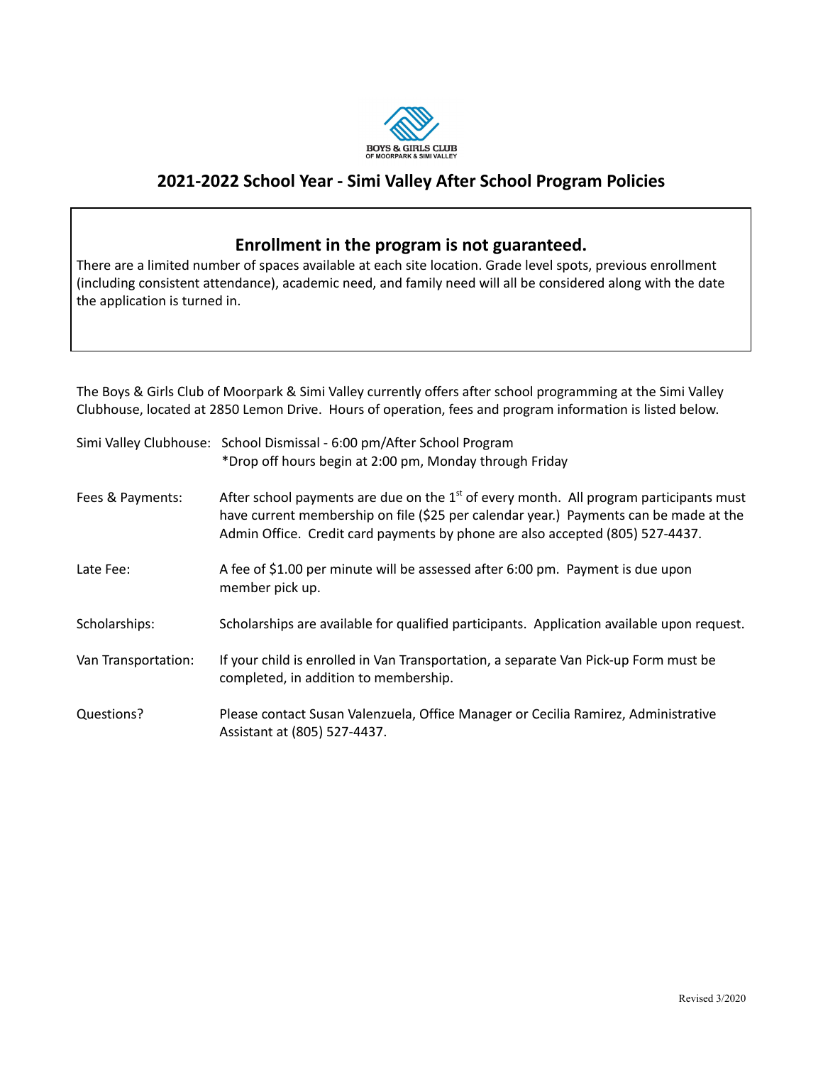BOYS & GIRLS CLUB
OF MOORPARK & SIMI VALLEY

# 2021-2022 School Year - Simi Valley After School Program Policies

## Enrollment in the program is not guaranteed.

There are a limited number of spaces available at each site location. Grade level spots, previous enrollment (including consistent attendance), academic need, and family need will all be considered along with the date the application is turned in.

The Boys & Girls Club of Moorpark & Simi Valley currently offers after school programming at the Simi Valley Clubhouse, located at 2850 Lemon Drive. Hours of operation, fees and program information is listed below.

**Simi Valley Clubhouse:** School Dismissal - 6:00 pm/After School Program
*Drop off hours begin at 2:00 pm, Monday through Friday

**Fees & Payments:** After school payments are due on the 1st of every month. All program participants must have current membership on file ($25 per calendar year.) Payments can be made at the Admin Office. Credit card payments by phone are also accepted (805) 527-4437.

**Late Fee:** A fee of $1.00 per minute will be assessed after 6:00 pm. Payment is due upon member pick up.

**Scholarships:** Scholarships are available for qualified participants. Application available upon request.

**Van Transportation:** If your child is enrolled in Van Transportation, a separate Van Pick-up Form must be completed, in addition to membership.

**Questions?** Please contact Susan Valenzuela, Office Manager or Cecilia Ramirez, Administrative Assistant at (805) 527-4437.

Revised 3/2020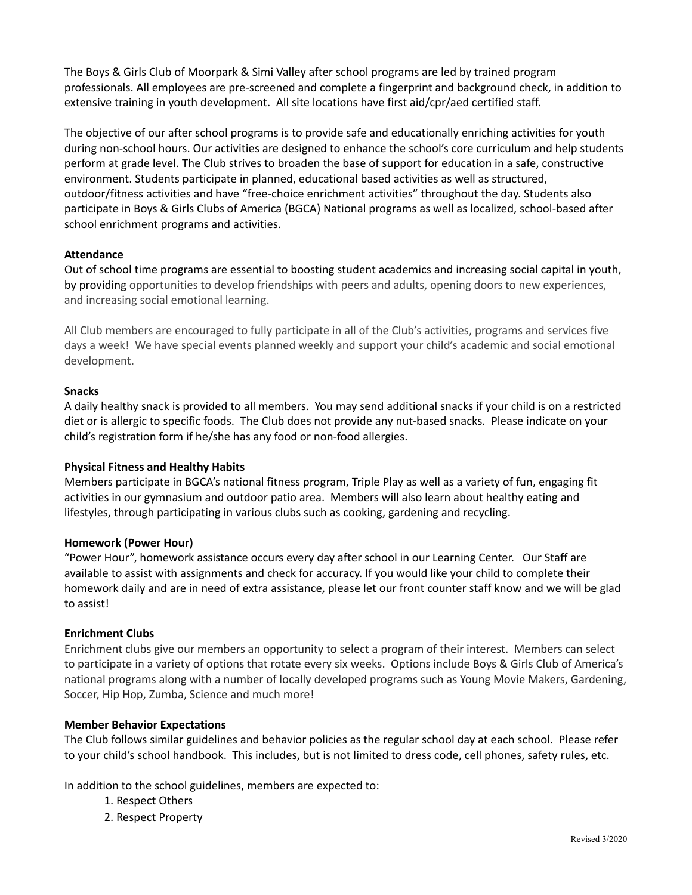The Boys & Girls Club of Moorpark & Simi Valley after school programs are led by trained program professionals. All employees are pre-screened and complete a fingerprint and background check, in addition to extensive training in youth development. All site locations have first aid/cpr/aed certified staff.

The objective of our after school programs is to provide safe and educationally enriching activities for youth during non-school hours. Our activities are designed to enhance the school's core curriculum and help students perform at grade level. The Club strives to broaden the base of support for education in a safe, constructive environment. Students participate in planned, educational based activities as well as structured, outdoor/fitness activities and have "free-choice enrichment activities" throughout the day. Students also participate in Boys & Girls Clubs of America (BGCA) National programs as well as localized, school-based after school enrichment programs and activities.

**Attendance**

Out of school time programs are essential to boosting student academics and increasing social capital in youth, by providing opportunities to develop friendships with peers and adults, opening doors to new experiences, and increasing social emotional learning.

All Club members are encouraged to fully participate in all of the Club's activities, programs and services five days a week! We have special events planned weekly and support your child's academic and social emotional development.

**Snacks**

A daily healthy snack is provided to all members. You may send additional snacks if your child is on a restricted diet or is allergic to specific foods. The Club does not provide any nut-based snacks. Please indicate on your child's registration form if he/she has any food or non-food allergies.

**Physical Fitness and Healthy Habits**

Members participate in BGCA's national fitness program, Triple Play as well as a variety of fun, engaging fit activities in our gymnasium and outdoor patio area. Members will also learn about healthy eating and lifestyles, through participating in various clubs such as cooking, gardening and recycling.

**Homework (Power Hour)**

"Power Hour", homework assistance occurs every day after school in our Learning Center. Our Staff are available to assist with assignments and check for accuracy. If you would like your child to complete their homework daily and are in need of extra assistance, please let our front counter staff know and we will be glad to assist!

**Enrichment Clubs**

Enrichment clubs give our members an opportunity to select a program of their interest. Members can select to participate in a variety of options that rotate every six weeks. Options include Boys & Girls Club of America's national programs along with a number of locally developed programs such as Young Movie Makers, Gardening, Soccer, Hip Hop, Zumba, Science and much more!

**Member Behavior Expectations**

The Club follows similar guidelines and behavior policies as the regular school day at each school. Please refer to your child's school handbook. This includes, but is not limited to dress code, cell phones, safety rules, etc.

In addition to the school guidelines, members are expected to:

1. Respect Others
2. Respect Property

Revised 3/2020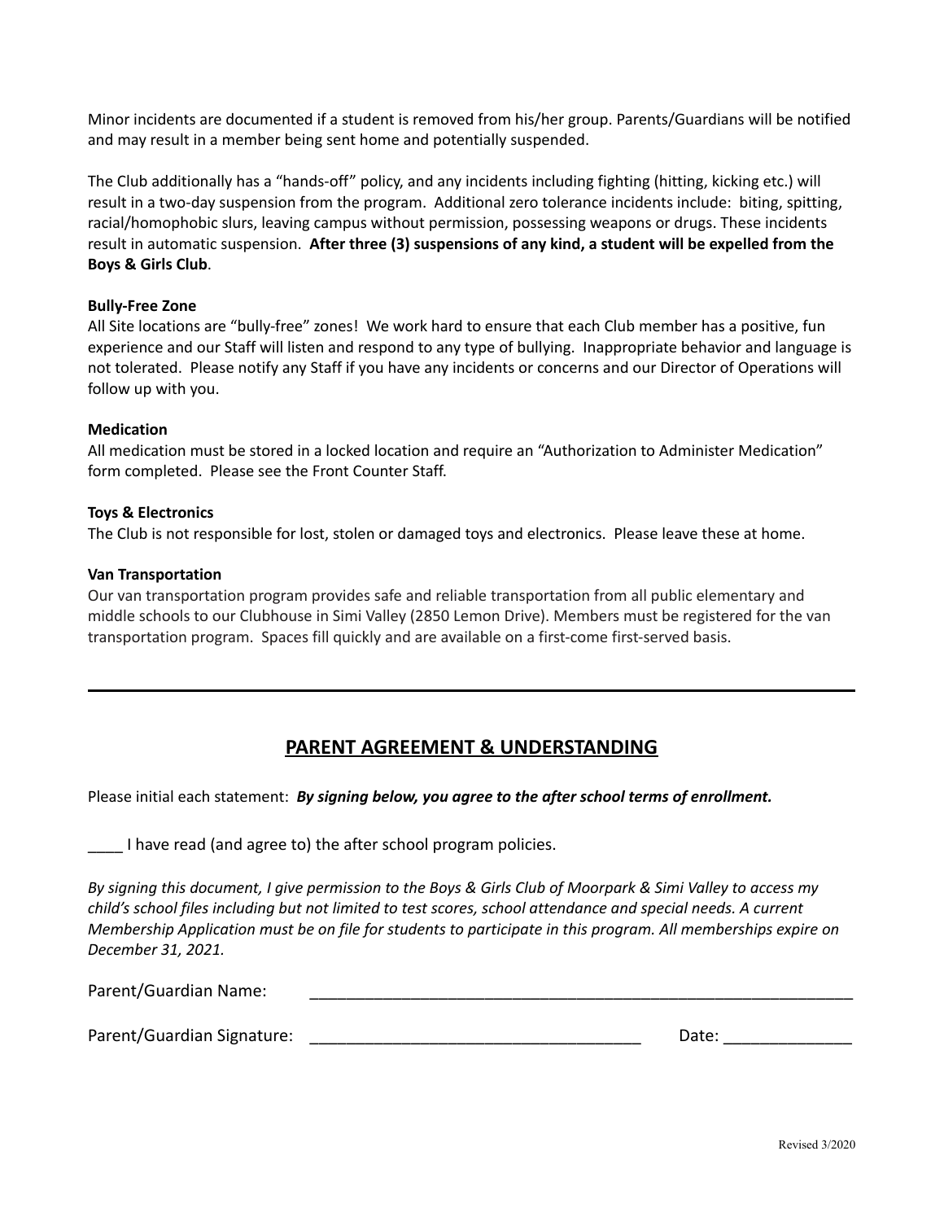Minor incidents are documented if a student is removed from his/her group. Parents/Guardians will be notified and may result in a member being sent home and potentially suspended.

The Club additionally has a "hands-off" policy, and any incidents including fighting (hitting, kicking etc.) will result in a two-day suspension from the program. Additional zero tolerance incidents include: biting, spitting, racial/homophobic slurs, leaving campus without permission, possessing weapons or drugs. These incidents result in automatic suspension. **After three (3) suspensions of any kind, a student will be expelled from the Boys & Girls Club**.

**Bully-Free Zone**
All Site locations are "bully-free" zones! We work hard to ensure that each Club member has a positive, fun experience and our Staff will listen and respond to any type of bullying. Inappropriate behavior and language is not tolerated. Please notify any Staff if you have any incidents or concerns and our Director of Operations will follow up with you.

**Medication**
All medication must be stored in a locked location and require an "Authorization to Administer Medication" form completed. Please see the Front Counter Staff.

**Toys & Electronics**
The Club is not responsible for lost, stolen or damaged toys and electronics. Please leave these at home.

**Van Transportation**
Our van transportation program provides safe and reliable transportation from all public elementary and middle schools to our Clubhouse in Simi Valley (2850 Lemon Drive). Members must be registered for the van transportation program. Spaces fill quickly and are available on a first-come first-served basis.

---

## PARENT AGREEMENT & UNDERSTANDING

Please initial each statement: ***By signing below, you agree to the after school terms of enrollment.***

____ I have read (and agree to) the after school program policies.

*By signing this document, I give permission to the Boys & Girls Club of Moorpark & Simi Valley to access my child's school files including but not limited to test scores, school attendance and special needs. A current Membership Application must be on file for students to participate in this program. All memberships expire on December 31, 2021.*

Parent/Guardian Name: ____________________________________________________________

Parent/Guardian Signature: ____________________________________ Date: ______________

Revised 3/2020